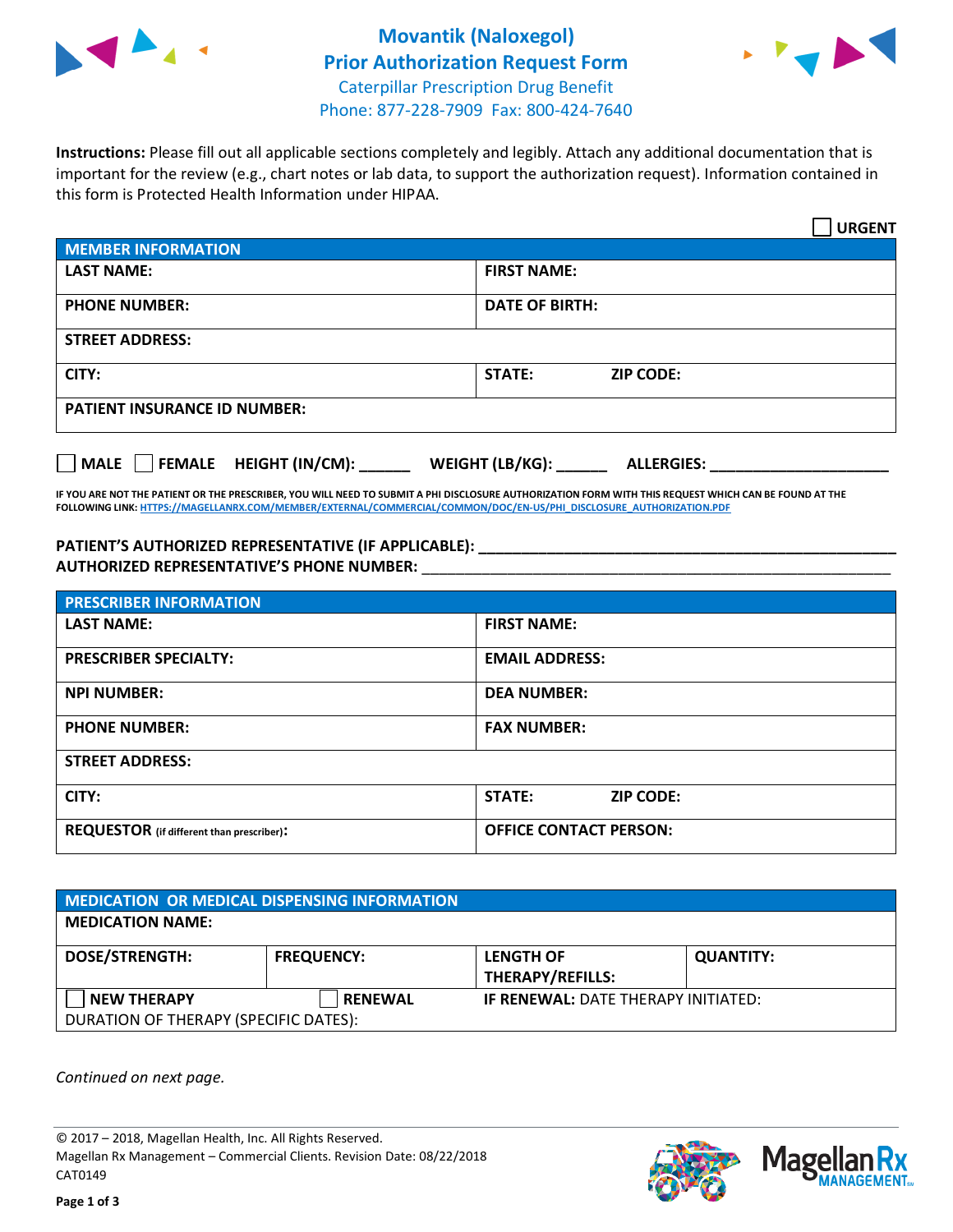# Movantik (Naloxegol)
## Prior Authorization Request Form
Caterpillar Prescription Drug Benefit
Phone: 877-228-7909 Fax: 800-424-7640

**Instructions:** Please fill out all applicable sections completely and legibly. Attach any additional documentation that is important for the review (e.g., chart notes or lab data, to support the authorization request). Information contained in this form is Protected Health Information under HIPAA.

☐ **URGENT**

| **MEMBER INFORMATION** | |
|---|---|
| **LAST NAME:** | **FIRST NAME:** |
| **PHONE NUMBER:** | **DATE OF BIRTH:** |
| **STREET ADDRESS:** | |
| **CITY:** | **STATE:** **ZIP CODE:** |
| **PATIENT INSURANCE ID NUMBER:** | |

☐ **MALE** ☐ **FEMALE** **HEIGHT (IN/CM):** ______ **WEIGHT (LB/KG):** ______ **ALLERGIES:** ____________________

**IF YOU ARE NOT THE PATIENT OR THE PRESCRIBER, YOU WILL NEED TO SUBMIT A PHI DISCLOSURE AUTHORIZATION FORM WITH THIS REQUEST WHICH CAN BE FOUND AT THE FOLLOWING LINK:** HTTPS://MAGELLANRX.COM/MEMBER/EXTERNAL/COMMERCIAL/COMMON/DOC/EN-US/PHI_DISCLOSURE_AUTHORIZATION.PDF

**PATIENT'S AUTHORIZED REPRESENTATIVE (IF APPLICABLE):** ____________________________________________
**AUTHORIZED REPRESENTATIVE'S PHONE NUMBER:** ____________________________________________

| **PRESCRIBER INFORMATION** | |
|---|---|
| **LAST NAME:** | **FIRST NAME:** |
| **PRESCRIBER SPECIALTY:** | **EMAIL ADDRESS:** |
| **NPI NUMBER:** | **DEA NUMBER:** |
| **PHONE NUMBER:** | **FAX NUMBER:** |
| **STREET ADDRESS:** | |
| **CITY:** | **STATE:** **ZIP CODE:** |
| **REQUESTOR** (if different than prescriber)**:** | **OFFICE CONTACT PERSON:** |

| **MEDICATION OR MEDICAL DISPENSING INFORMATION** | | | |
|---|---|---|---|
| **MEDICATION NAME:** | | | |
| **DOSE/STRENGTH:** | **FREQUENCY:** | **LENGTH OF THERAPY/REFILLS:** | **QUANTITY:** |
| ☐ **NEW THERAPY** | ☐ **RENEWAL** | **IF RENEWAL:** DATE THERAPY INITIATED: | |
| DURATION OF THERAPY (SPECIFIC DATES): | | | |

*Continued on next page.*

© 2017 – 2018, Magellan Health, Inc. All Rights Reserved.
Magellan Rx Management – Commercial Clients. Revision Date: 08/22/2018
CAT0149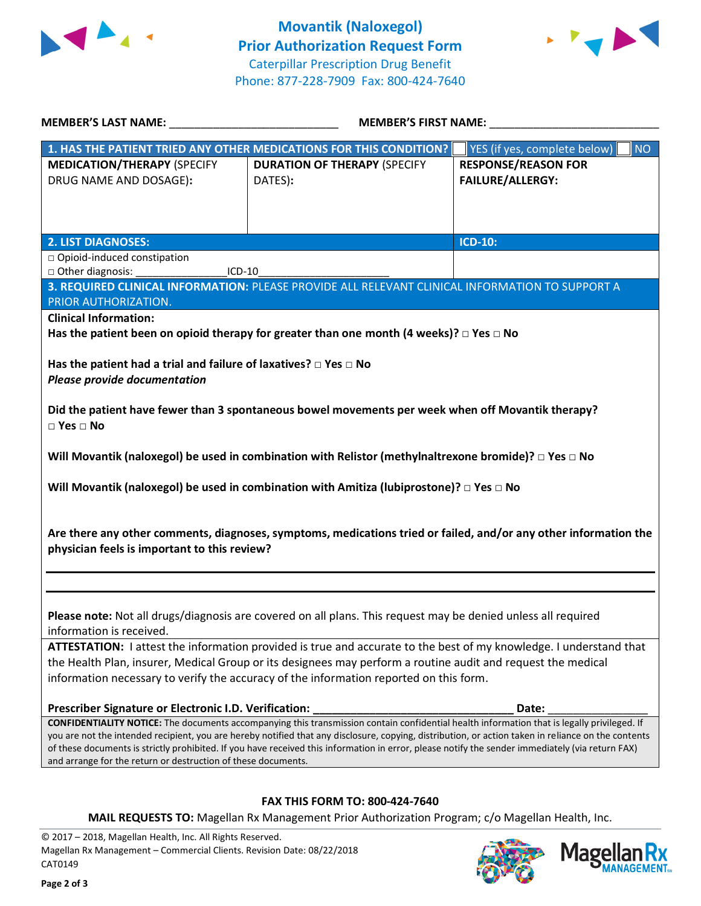# Movantik (Naloxegol)
## Prior Authorization Request Form

Caterpillar Prescription Drug Benefit
Phone: 877-228-7909 Fax: 800-424-7640

**MEMBER'S LAST NAME:** ___________________________ **MEMBER'S FIRST NAME:** ___________________________

| **1. HAS THE PATIENT TRIED ANY OTHER MEDICATIONS FOR THIS CONDITION?** | | ☐ YES (if yes, complete below) ☐ NO |
|---|---|---|
| **MEDICATION/THERAPY** (SPECIFY DRUG NAME AND DOSAGE)**:** | **DURATION OF THERAPY** (SPECIFY DATES)**:** | **RESPONSE/REASON FOR FAILURE/ALLERGY:** |
| | | |

| **2. LIST DIAGNOSES:** | **ICD-10:** |
|---|---|
| □ Opioid-induced constipation<br>□ Other diagnosis: _______________ICD-10_____________________ | |

**3. REQUIRED CLINICAL INFORMATION:** PLEASE PROVIDE ALL RELEVANT CLINICAL INFORMATION TO SUPPORT A PRIOR AUTHORIZATION.

**Clinical Information:**

**Has the patient been on opioid therapy for greater than one month (4 weeks)? □ Yes □ No**

**Has the patient had a trial and failure of laxatives? □ Yes □ No**
***Please provide documentation***

**Did the patient have fewer than 3 spontaneous bowel movements per week when off Movantik therapy? □ Yes □ No**

**Will Movantik (naloxegol) be used in combination with Relistor (methylnaltrexone bromide)? □ Yes □ No**

**Will Movantik (naloxegol) be used in combination with Amitiza (lubiprostone)? □ Yes □ No**

**Are there any other comments, diagnoses, symptoms, medications tried or failed, and/or any other information the physician feels is important to this review?**

_______________________________________________________________________________

_______________________________________________________________________________

**Please note:** Not all drugs/diagnosis are covered on all plans. This request may be denied unless all required information is received.

**ATTESTATION:** I attest the information provided is true and accurate to the best of my knowledge. I understand that the Health Plan, insurer, Medical Group or its designees may perform a routine audit and request the medical information necessary to verify the accuracy of the information reported on this form.

**Prescriber Signature or Electronic I.D. Verification:** _________________________________ **Date:** ________________

**CONFIDENTIALITY NOTICE:** The documents accompanying this transmission contain confidential health information that is legally privileged. If you are not the intended recipient, you are hereby notified that any disclosure, copying, distribution, or action taken in reliance on the contents of these documents is strictly prohibited. If you have received this information in error, please notify the sender immediately (via return FAX) and arrange for the return or destruction of these documents.

**FAX THIS FORM TO: 800-424-7640**

**MAIL REQUESTS TO:** Magellan Rx Management Prior Authorization Program; c/o Magellan Health, Inc.

© 2017 – 2018, Magellan Health, Inc. All Rights Reserved.
Magellan Rx Management – Commercial Clients. Revision Date: 08/22/2018
CAT0149